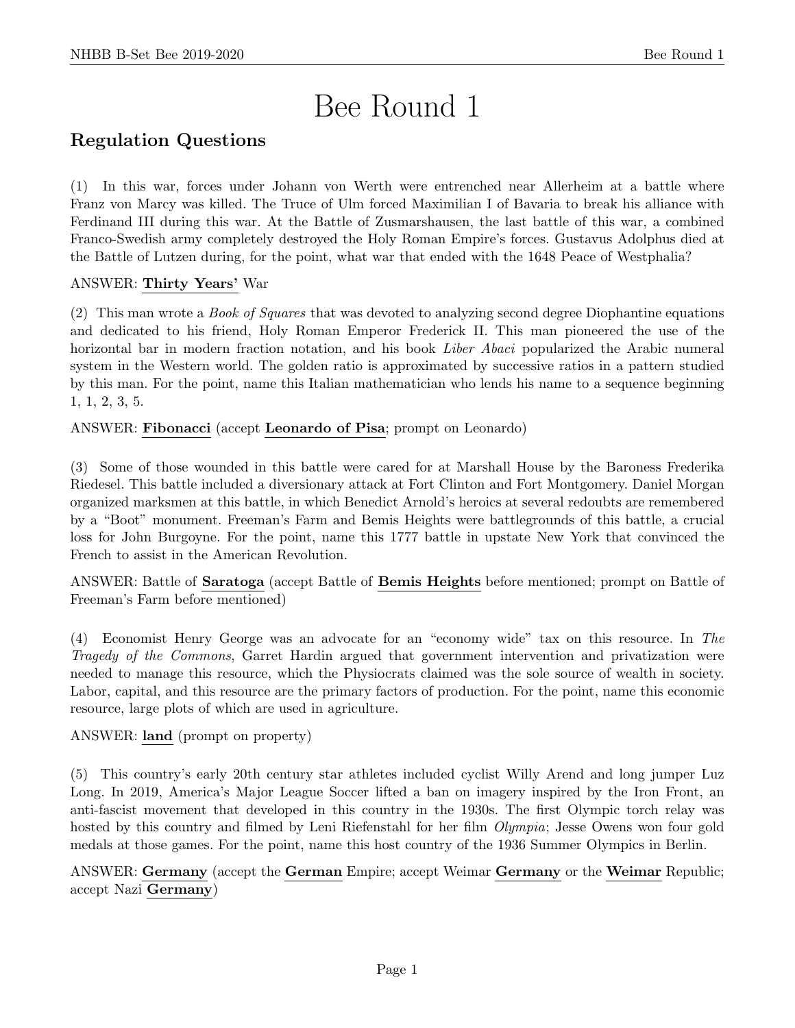# Bee Round 1

## Regulation Questions

(1) In this war, forces under Johann von Werth were entrenched near Allerheim at a battle where Franz von Marcy was killed. The Truce of Ulm forced Maximilian I of Bavaria to break his alliance with Ferdinand III during this war. At the Battle of Zusmarshausen, the last battle of this war, a combined Franco-Swedish army completely destroyed the Holy Roman Empire's forces. Gustavus Adolphus died at the Battle of Lutzen during, for the point, what war that ended with the 1648 Peace of Westphalia?

ANSWER: **Thirty Years'** War

(2) This man wrote a *Book of Squares* that was devoted to analyzing second degree Diophantine equations and dedicated to his friend, Holy Roman Emperor Frederick II. This man pioneered the use of the horizontal bar in modern fraction notation, and his book *Liber Abaci* popularized the Arabic numeral system in the Western world. The golden ratio is approximated by successive ratios in a pattern studied by this man. For the point, name this Italian mathematician who lends his name to a sequence beginning 1, 1, 2, 3, 5.

ANSWER: **Fibonacci** (accept **Leonardo of Pisa**; prompt on Leonardo)

(3) Some of those wounded in this battle were cared for at Marshall House by the Baroness Frederika Riedesel. This battle included a diversionary attack at Fort Clinton and Fort Montgomery. Daniel Morgan organized marksmen at this battle, in which Benedict Arnold's heroics at several redoubts are remembered by a "Boot" monument. Freeman's Farm and Bemis Heights were battlegrounds of this battle, a crucial loss for John Burgoyne. For the point, name this 1777 battle in upstate New York that convinced the French to assist in the American Revolution.

ANSWER: Battle of **Saratoga** (accept Battle of **Bemis Heights** before mentioned; prompt on Battle of Freeman's Farm before mentioned)

(4) Economist Henry George was an advocate for an "economy wide" tax on this resource. In *The Tragedy of the Commons*, Garret Hardin argued that government intervention and privatization were needed to manage this resource, which the Physiocrats claimed was the sole source of wealth in society. Labor, capital, and this resource are the primary factors of production. For the point, name this economic resource, large plots of which are used in agriculture.

ANSWER: **land** (prompt on property)

(5) This country's early 20th century star athletes included cyclist Willy Arend and long jumper Luz Long. In 2019, America's Major League Soccer lifted a ban on imagery inspired by the Iron Front, an anti-fascist movement that developed in this country in the 1930s. The first Olympic torch relay was hosted by this country and filmed by Leni Riefenstahl for her film *Olympia*; Jesse Owens won four gold medals at those games. For the point, name this host country of the 1936 Summer Olympics in Berlin.

ANSWER: **Germany** (accept the **German** Empire; accept Weimar **Germany** or the **Weimar** Republic; accept Nazi **Germany**)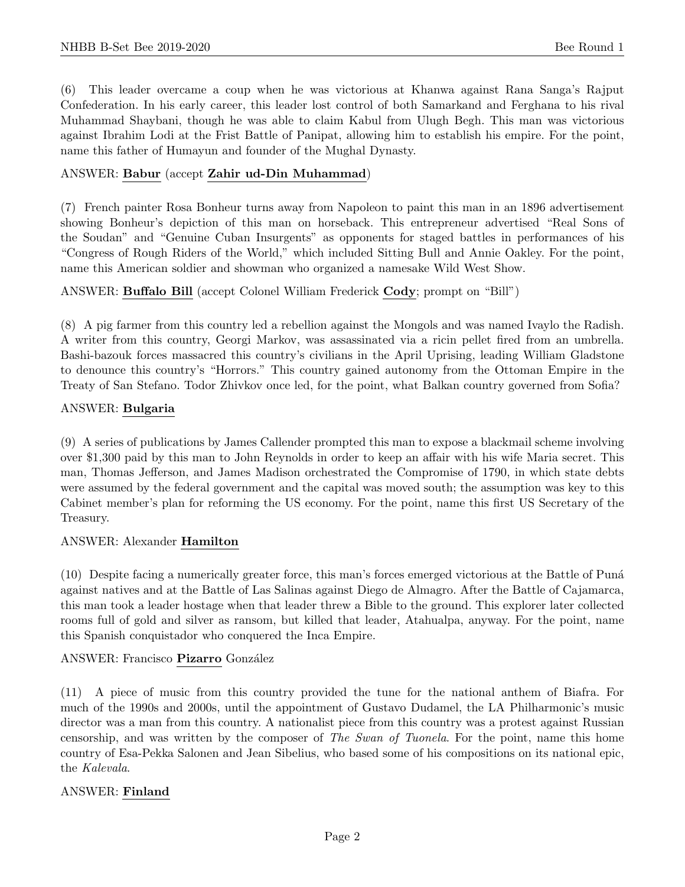(6) This leader overcame a coup when he was victorious at Khanwa against Rana Sanga's Rajput Confederation. In his early career, this leader lost control of both Samarkand and Ferghana to his rival Muhammad Shaybani, though he was able to claim Kabul from Ulugh Begh. This man was victorious against Ibrahim Lodi at the Frist Battle of Panipat, allowing him to establish his empire. For the point, name this father of Humayun and founder of the Mughal Dynasty.

ANSWER: **Babur** (accept **Zahir ud-Din Muhammad**)

(7) French painter Rosa Bonheur turns away from Napoleon to paint this man in an 1896 advertisement showing Bonheur's depiction of this man on horseback. This entrepreneur advertised "Real Sons of the Soudan" and "Genuine Cuban Insurgents" as opponents for staged battles in performances of his "Congress of Rough Riders of the World," which included Sitting Bull and Annie Oakley. For the point, name this American soldier and showman who organized a namesake Wild West Show.

ANSWER: **Buffalo Bill** (accept Colonel William Frederick **Cody**; prompt on "Bill")

(8) A pig farmer from this country led a rebellion against the Mongols and was named Ivaylo the Radish. A writer from this country, Georgi Markov, was assassinated via a ricin pellet fired from an umbrella. Bashi-bazouk forces massacred this country's civilians in the April Uprising, leading William Gladstone to denounce this country's "Horrors." This country gained autonomy from the Ottoman Empire in the Treaty of San Stefano. Todor Zhivkov once led, for the point, what Balkan country governed from Sofia?

ANSWER: **Bulgaria**

(9) A series of publications by James Callender prompted this man to expose a blackmail scheme involving over $1,300 paid by this man to John Reynolds in order to keep an affair with his wife Maria secret. This man, Thomas Jefferson, and James Madison orchestrated the Compromise of 1790, in which state debts were assumed by the federal government and the capital was moved south; the assumption was key to this Cabinet member's plan for reforming the US economy. For the point, name this first US Secretary of the Treasury.

ANSWER: Alexander **Hamilton**

(10) Despite facing a numerically greater force, this man's forces emerged victorious at the Battle of Puná against natives and at the Battle of Las Salinas against Diego de Almagro. After the Battle of Cajamarca, this man took a leader hostage when that leader threw a Bible to the ground. This explorer later collected rooms full of gold and silver as ransom, but killed that leader, Atahualpa, anyway. For the point, name this Spanish conquistador who conquered the Inca Empire.

ANSWER: Francisco **Pizarro** González

(11) A piece of music from this country provided the tune for the national anthem of Biafra. For much of the 1990s and 2000s, until the appointment of Gustavo Dudamel, the LA Philharmonic's music director was a man from this country. A nationalist piece from this country was a protest against Russian censorship, and was written by the composer of *The Swan of Tuonela*. For the point, name this home country of Esa-Pekka Salonen and Jean Sibelius, who based some of his compositions on its national epic, the *Kalevala*.

ANSWER: **Finland**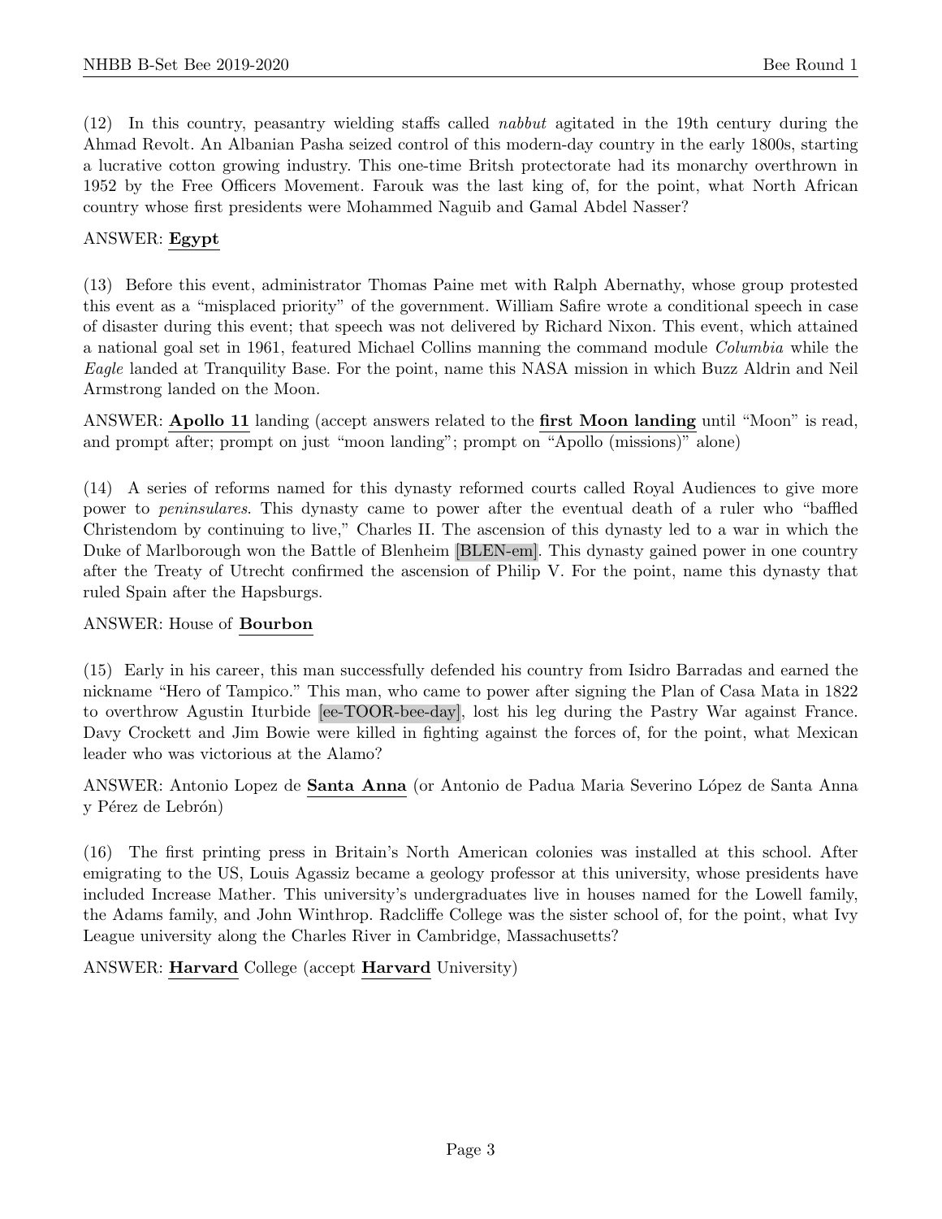(12) In this country, peasantry wielding staffs called *nabbut* agitated in the 19th century during the Ahmad Revolt. An Albanian Pasha seized control of this modern-day country in the early 1800s, starting a lucrative cotton growing industry. This one-time Britsh protectorate had its monarchy overthrown in 1952 by the Free Officers Movement. Farouk was the last king of, for the point, what North African country whose first presidents were Mohammed Naguib and Gamal Abdel Nasser?

ANSWER: **Egypt**

(13) Before this event, administrator Thomas Paine met with Ralph Abernathy, whose group protested this event as a "misplaced priority" of the government. William Safire wrote a conditional speech in case of disaster during this event; that speech was not delivered by Richard Nixon. This event, which attained a national goal set in 1961, featured Michael Collins manning the command module *Columbia* while the *Eagle* landed at Tranquility Base. For the point, name this NASA mission in which Buzz Aldrin and Neil Armstrong landed on the Moon.

ANSWER: **Apollo 11** landing (accept answers related to the **first Moon landing** until "Moon" is read, and prompt after; prompt on just "moon landing"; prompt on "Apollo (missions)" alone)

(14) A series of reforms named for this dynasty reformed courts called Royal Audiences to give more power to *peninsulares*. This dynasty came to power after the eventual death of a ruler who "baffled Christendom by continuing to live," Charles II. The ascension of this dynasty led to a war in which the Duke of Marlborough won the Battle of Blenheim [BLEN-em]. This dynasty gained power in one country after the Treaty of Utrecht confirmed the ascension of Philip V. For the point, name this dynasty that ruled Spain after the Hapsburgs.

ANSWER: House of **Bourbon**

(15) Early in his career, this man successfully defended his country from Isidro Barradas and earned the nickname "Hero of Tampico." This man, who came to power after signing the Plan of Casa Mata in 1822 to overthrow Agustin Iturbide [ee-TOOR-bee-day], lost his leg during the Pastry War against France. Davy Crockett and Jim Bowie were killed in fighting against the forces of, for the point, what Mexican leader who was victorious at the Alamo?

ANSWER: Antonio Lopez de **Santa Anna** (or Antonio de Padua Maria Severino López de Santa Anna y Pérez de Lebrón)

(16) The first printing press in Britain's North American colonies was installed at this school. After emigrating to the US, Louis Agassiz became a geology professor at this university, whose presidents have included Increase Mather. This university's undergraduates live in houses named for the Lowell family, the Adams family, and John Winthrop. Radcliffe College was the sister school of, for the point, what Ivy League university along the Charles River in Cambridge, Massachusetts?

ANSWER: **Harvard** College (accept **Harvard** University)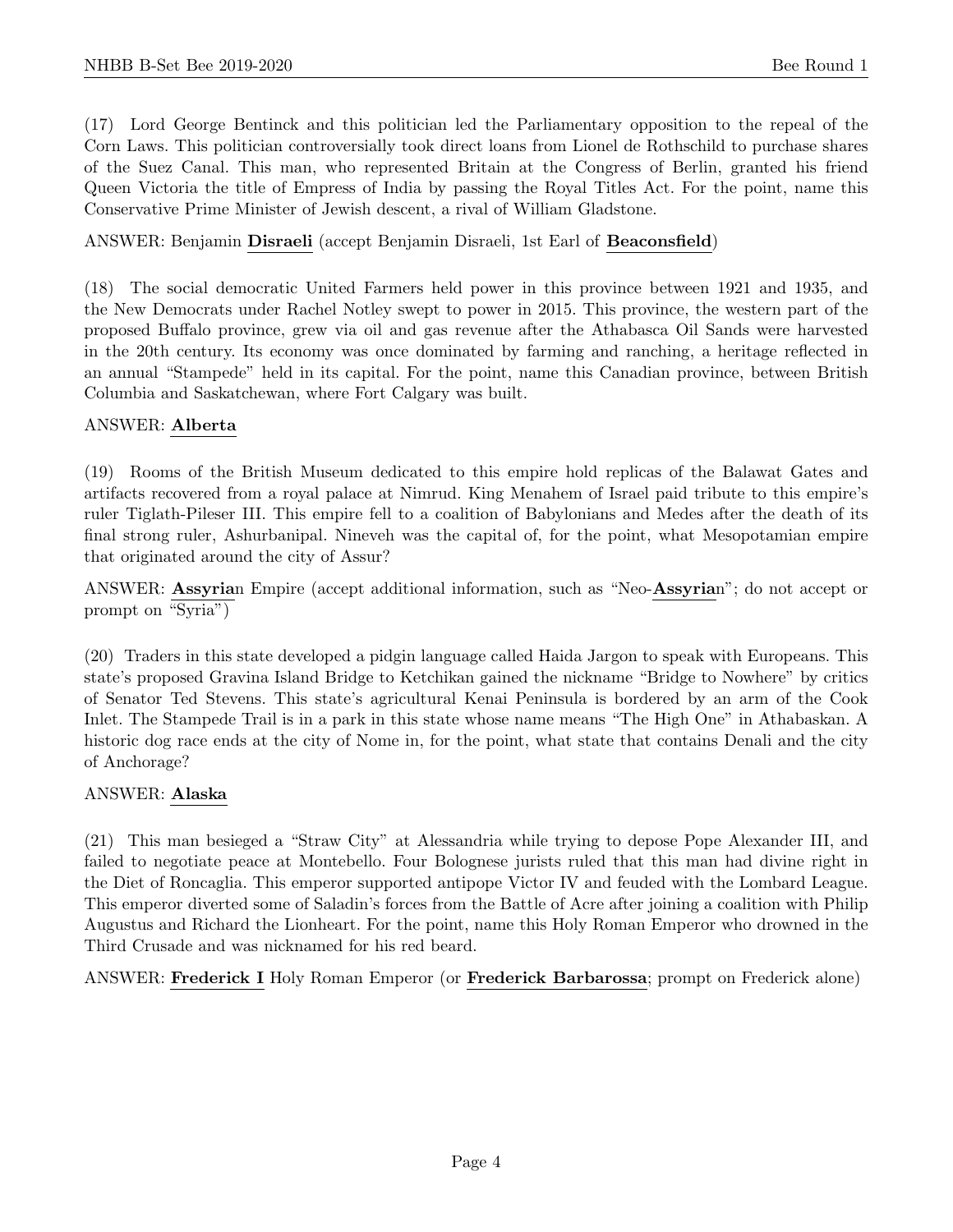(17) Lord George Bentinck and this politician led the Parliamentary opposition to the repeal of the Corn Laws. This politician controversially took direct loans from Lionel de Rothschild to purchase shares of the Suez Canal. This man, who represented Britain at the Congress of Berlin, granted his friend Queen Victoria the title of Empress of India by passing the Royal Titles Act. For the point, name this Conservative Prime Minister of Jewish descent, a rival of William Gladstone.

ANSWER: Benjamin **Disraeli** (accept Benjamin Disraeli, 1st Earl of **Beaconsfield**)

(18) The social democratic United Farmers held power in this province between 1921 and 1935, and the New Democrats under Rachel Notley swept to power in 2015. This province, the western part of the proposed Buffalo province, grew via oil and gas revenue after the Athabasca Oil Sands were harvested in the 20th century. Its economy was once dominated by farming and ranching, a heritage reflected in an annual "Stampede" held in its capital. For the point, name this Canadian province, between British Columbia and Saskatchewan, where Fort Calgary was built.

ANSWER: **Alberta**

(19) Rooms of the British Museum dedicated to this empire hold replicas of the Balawat Gates and artifacts recovered from a royal palace at Nimrud. King Menahem of Israel paid tribute to this empire's ruler Tiglath-Pileser III. This empire fell to a coalition of Babylonians and Medes after the death of its final strong ruler, Ashurbanipal. Nineveh was the capital of, for the point, what Mesopotamian empire that originated around the city of Assur?

ANSWER: **Assyria**n Empire (accept additional information, such as "Neo-**Assyria**n"; do not accept or prompt on "Syria")

(20) Traders in this state developed a pidgin language called Haida Jargon to speak with Europeans. This state's proposed Gravina Island Bridge to Ketchikan gained the nickname "Bridge to Nowhere" by critics of Senator Ted Stevens. This state's agricultural Kenai Peninsula is bordered by an arm of the Cook Inlet. The Stampede Trail is in a park in this state whose name means "The High One" in Athabaskan. A historic dog race ends at the city of Nome in, for the point, what state that contains Denali and the city of Anchorage?

ANSWER: **Alaska**

(21) This man besieged a "Straw City" at Alessandria while trying to depose Pope Alexander III, and failed to negotiate peace at Montebello. Four Bolognese jurists ruled that this man had divine right in the Diet of Roncaglia. This emperor supported antipope Victor IV and feuded with the Lombard League. This emperor diverted some of Saladin's forces from the Battle of Acre after joining a coalition with Philip Augustus and Richard the Lionheart. For the point, name this Holy Roman Emperor who drowned in the Third Crusade and was nicknamed for his red beard.

ANSWER: **Frederick I** Holy Roman Emperor (or **Frederick Barbarossa**; prompt on Frederick alone)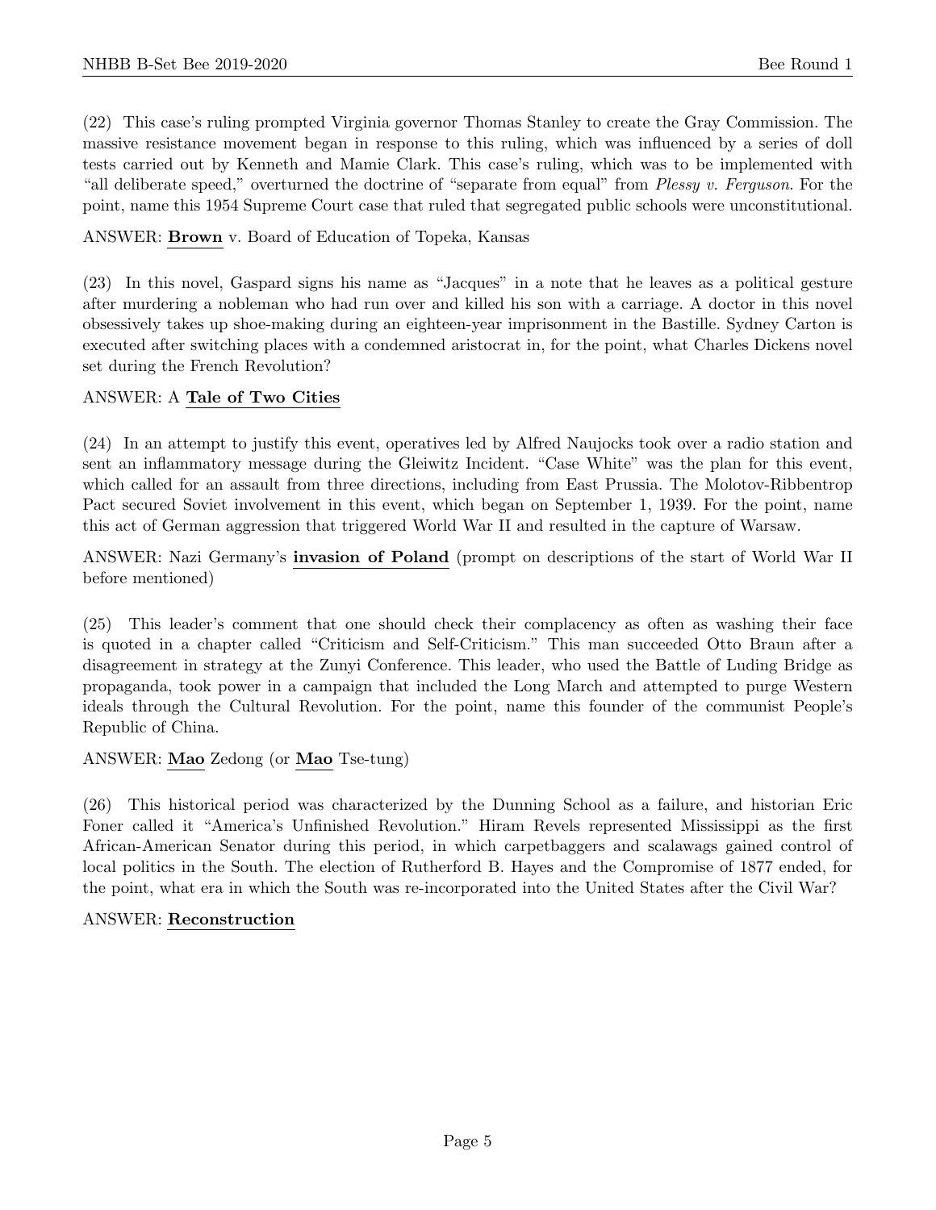(22) This case's ruling prompted Virginia governor Thomas Stanley to create the Gray Commission. The massive resistance movement began in response to this ruling, which was influenced by a series of doll tests carried out by Kenneth and Mamie Clark. This case's ruling, which was to be implemented with "all deliberate speed," overturned the doctrine of "separate from equal" from *Plessy v. Ferguson*. For the point, name this 1954 Supreme Court case that ruled that segregated public schools were unconstitutional.

ANSWER: **Brown** v. Board of Education of Topeka, Kansas

(23) In this novel, Gaspard signs his name as "Jacques" in a note that he leaves as a political gesture after murdering a nobleman who had run over and killed his son with a carriage. A doctor in this novel obsessively takes up shoe-making during an eighteen-year imprisonment in the Bastille. Sydney Carton is executed after switching places with a condemned aristocrat in, for the point, what Charles Dickens novel set during the French Revolution?

ANSWER: A **Tale of Two Cities**

(24) In an attempt to justify this event, operatives led by Alfred Naujocks took over a radio station and sent an inflammatory message during the Gleiwitz Incident. "Case White" was the plan for this event, which called for an assault from three directions, including from East Prussia. The Molotov-Ribbentrop Pact secured Soviet involvement in this event, which began on September 1, 1939. For the point, name this act of German aggression that triggered World War II and resulted in the capture of Warsaw.

ANSWER: Nazi Germany's **invasion of Poland** (prompt on descriptions of the start of World War II before mentioned)

(25) This leader's comment that one should check their complacency as often as washing their face is quoted in a chapter called "Criticism and Self-Criticism." This man succeeded Otto Braun after a disagreement in strategy at the Zunyi Conference. This leader, who used the Battle of Luding Bridge as propaganda, took power in a campaign that included the Long March and attempted to purge Western ideals through the Cultural Revolution. For the point, name this founder of the communist People's Republic of China.

ANSWER: **Mao** Zedong (or **Mao** Tse-tung)

(26) This historical period was characterized by the Dunning School as a failure, and historian Eric Foner called it "America's Unfinished Revolution." Hiram Revels represented Mississippi as the first African-American Senator during this period, in which carpetbaggers and scalawags gained control of local politics in the South. The election of Rutherford B. Hayes and the Compromise of 1877 ended, for the point, what era in which the South was re-incorporated into the United States after the Civil War?

ANSWER: **Reconstruction**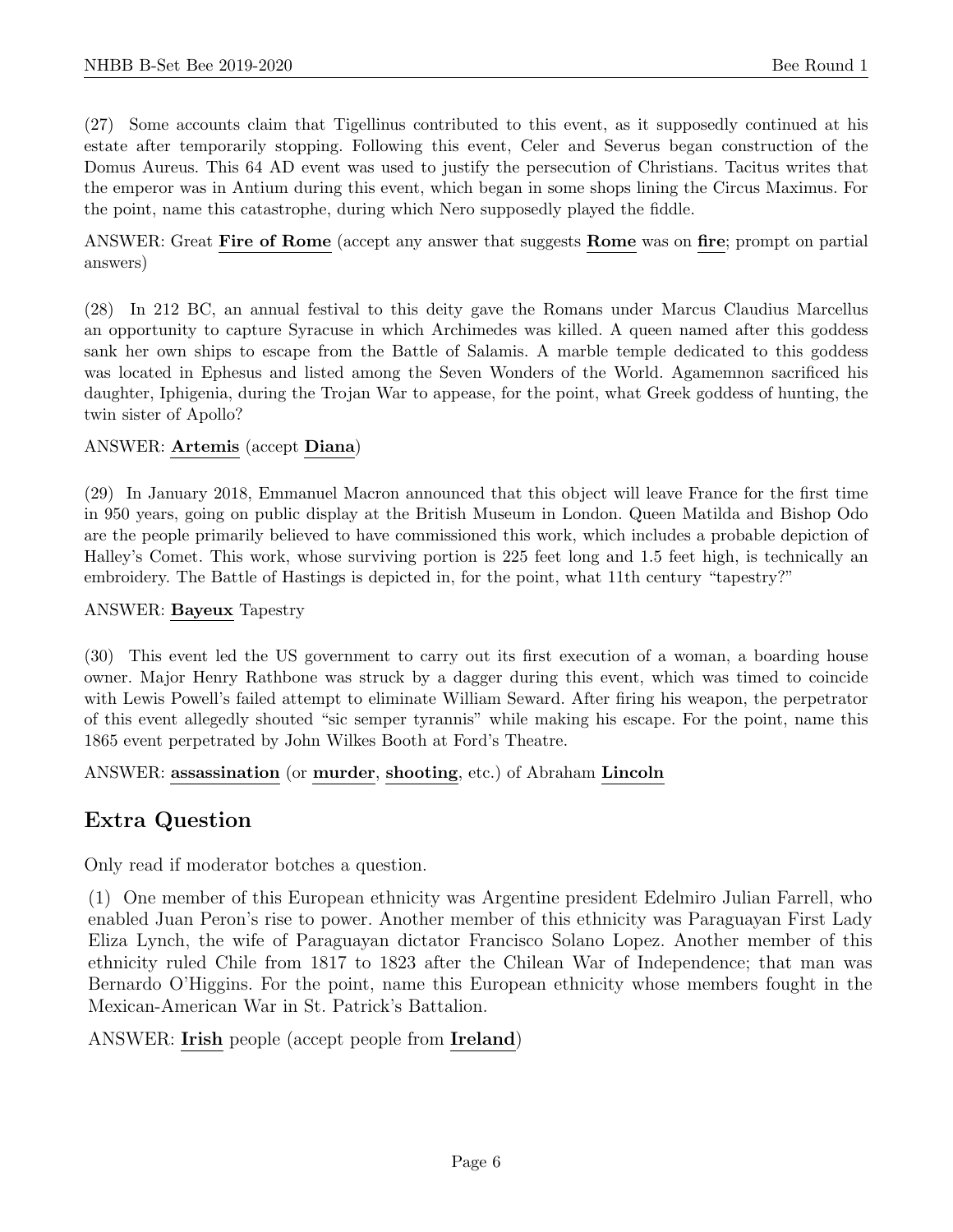(27) Some accounts claim that Tigellinus contributed to this event, as it supposedly continued at his estate after temporarily stopping. Following this event, Celer and Severus began construction of the Domus Aureus. This 64 AD event was used to justify the persecution of Christians. Tacitus writes that the emperor was in Antium during this event, which began in some shops lining the Circus Maximus. For the point, name this catastrophe, during which Nero supposedly played the fiddle.

ANSWER: Great **Fire of Rome** (accept any answer that suggests **Rome** was on **fire**; prompt on partial answers)

(28) In 212 BC, an annual festival to this deity gave the Romans under Marcus Claudius Marcellus an opportunity to capture Syracuse in which Archimedes was killed. A queen named after this goddess sank her own ships to escape from the Battle of Salamis. A marble temple dedicated to this goddess was located in Ephesus and listed among the Seven Wonders of the World. Agamemnon sacrificed his daughter, Iphigenia, during the Trojan War to appease, for the point, what Greek goddess of hunting, the twin sister of Apollo?

ANSWER: **Artemis** (accept **Diana**)

(29) In January 2018, Emmanuel Macron announced that this object will leave France for the first time in 950 years, going on public display at the British Museum in London. Queen Matilda and Bishop Odo are the people primarily believed to have commissioned this work, which includes a probable depiction of Halley's Comet. This work, whose surviving portion is 225 feet long and 1.5 feet high, is technically an embroidery. The Battle of Hastings is depicted in, for the point, what 11th century "tapestry?"

ANSWER: **Bayeux** Tapestry

(30) This event led the US government to carry out its first execution of a woman, a boarding house owner. Major Henry Rathbone was struck by a dagger during this event, which was timed to coincide with Lewis Powell's failed attempt to eliminate William Seward. After firing his weapon, the perpetrator of this event allegedly shouted "sic semper tyrannis" while making his escape. For the point, name this 1865 event perpetrated by John Wilkes Booth at Ford's Theatre.

ANSWER: **assassination** (or **murder**, **shooting**, etc.) of Abraham **Lincoln**

## Extra Question

Only read if moderator botches a question.

(1) One member of this European ethnicity was Argentine president Edelmiro Julian Farrell, who enabled Juan Peron's rise to power. Another member of this ethnicity was Paraguayan First Lady Eliza Lynch, the wife of Paraguayan dictator Francisco Solano Lopez. Another member of this ethnicity ruled Chile from 1817 to 1823 after the Chilean War of Independence; that man was Bernardo O'Higgins. For the point, name this European ethnicity whose members fought in the Mexican-American War in St. Patrick's Battalion.

ANSWER: **Irish** people (accept people from **Ireland**)